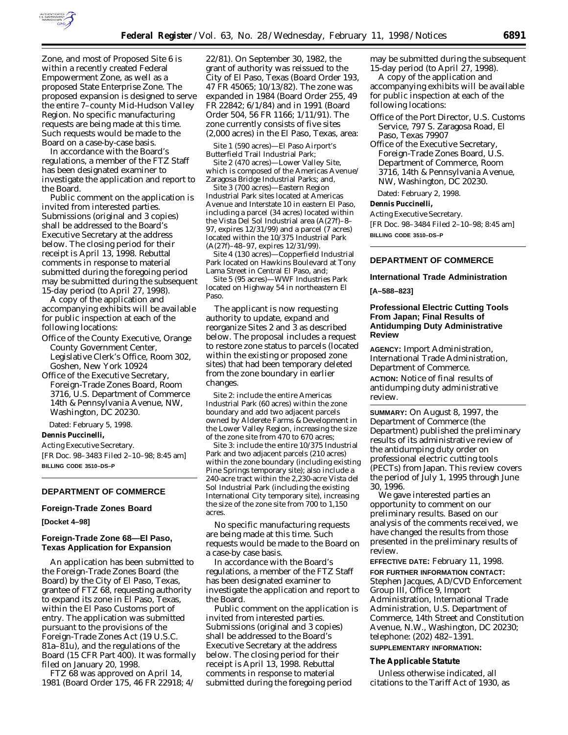Zone, and most of Proposed Site 6 is within a recently created Federal Empowerment Zone, as well as a proposed State Enterprise Zone. The proposed expansion is designed to serve the entire 7–county Mid-Hudson Valley Region. No specific manufacturing requests are being made at this time. Such requests would be made to the Board on a case-by-case basis.

In accordance with the Board's regulations, a member of the FTZ Staff has been designated examiner to investigate the application and report to the Board.

Public comment on the application is invited from interested parties. Submissions (original and 3 copies) shall be addressed to the Board's Executive Secretary at the address below. The closing period for their receipt is April 13, 1998. Rebuttal comments in response to material submitted during the foregoing period may be submitted during the subsequent 15-day period (to April 27, 1998).

A copy of the application and accompanying exhibits will be available for public inspection at each of the following locations:

Office of the County Executive, Orange County Government Center, Legislative Clerk's Office, Room 302, Goshen, New York 10924

Office of the Executive Secretary, Foreign-Trade Zones Board, Room 3716, U.S. Department of Commerce 14th & Pennsylvania Avenue, NW, Washington, DC 20230.

Dated: February 5, 1998.

**Dennis Puccinelli,**

*Acting Executive Secretary.*

[FR Doc. 98–3483 Filed 2–10–98; 8:45 am]

**BILLING CODE 3510–DS–P**

## DEPARTMENT OF COMMERCE

### Foreign-Trade Zones Board

**[Docket 4–98]**

### Foreign-Trade Zone 68—El Paso, Texas Application for Expansion

An application has been submitted to the Foreign-Trade Zones Board (the Board) by the City of El Paso, Texas, grantee of FTZ 68, requesting authority to expand its zone in El Paso, Texas, within the El Paso Customs port of entry. The application was submitted pursuant to the provisions of the Foreign-Trade Zones Act (19 U.S.C. 81a–81u), and the regulations of the Board (15 CFR Part 400). It was formally filed on January 20, 1998.

FTZ 68 was approved on April 14, 1981 (Board Order 175, 46 FR 22918; 4/22/81). On September 30, 1982, the grant of authority was reissued to the City of El Paso, Texas (Board Order 193, 47 FR 45065; 10/13/82). The zone was expanded in 1984 (Board Order 255, 49 FR 22842; 6/1/84) and in 1991 (Board Order 504, 56 FR 1166; 1/11/91). The zone currently consists of five sites (2,000 acres) in the El Paso, Texas, area:

Site 1 (590 acres)—El Paso Airport's Butterfield Trail Industrial Park;

Site 2 (470 acres)—Lower Valley Site, which is composed of the Americas Avenue/Zaragosa Bridge Industrial Parks; and,

Site 3 (700 acres)—Eastern Region Industrial Park sites located at Americas Avenue and Interstate 10 in eastern El Paso, including a parcel (34 acres) located within the Vista Del Sol Industrial area (A(27f)–8–97, expires 12/31/99) and a parcel (7 acres) located within the 10/375 Industrial Park (A(27f)–48–97, expires 12/31/99).

Site 4 (130 acres)—Copperfield Industrial Park located on Hawkins Boulevard at Tony Lama Street in Central El Paso, and;

Site 5 (95 acres)—WWF Industries Park located on Highway 54 in northeastern El Paso.

The applicant is now requesting authority to update, expand and reorganize Sites 2 and 3 as described below. The proposal includes a request to restore zone status to parcels (located within the existing or proposed zone sites) that had been temporary deleted from the zone boundary in earlier changes.

Site 2: include the entire Americas Industrial Park (60 acres) within the zone boundary and add two adjacent parcels owned by Alderete Farms & Development in the Lower Valley Region, increasing the size of the zone site from 470 to 670 acres;

Site 3: include the entire 10/375 Industrial Park and two adjacent parcels (210 acres) within the zone boundary (including existing Pine Springs temporary site); also include a 240-acre tract within the 2,230-acre Vista del Sol Industrial Park (including the existing International City temporary site), increasing the size of the zone site from 700 to 1,150 acres.

No specific manufacturing requests are being made at this time. Such requests would be made to the Board on a case-by case basis.

In accordance with the Board's regulations, a member of the FTZ Staff has been designated examiner to investigate the application and report to the Board.

Public comment on the application is invited from interested parties. Submissions (original and 3 copies) shall be addressed to the Board's Executive Secretary at the address below. The closing period for their receipt is April 13, 1998. Rebuttal comments in response to material submitted during the foregoing period may be submitted during the subsequent 15-day period (to April 27, 1998).

A copy of the application and accompanying exhibits will be available for public inspection at each of the following locations:

Office of the Port Director, U.S. Customs Service, 797 S. Zaragosa Road, El Paso, Texas 79907

Office of the Executive Secretary, Foreign-Trade Zones Board, U.S. Department of Commerce, Room 3716, 14th & Pennsylvania Avenue, NW, Washington, DC 20230.

Dated: February 2, 1998.

**Dennis Puccinelli,**

*Acting Executive Secretary.*

[FR Doc. 98–3484 Filed 2–10–98; 8:45 am]

**BILLING CODE 3510–DS–P**

## DEPARTMENT OF COMMERCE

### International Trade Administration

**[A–588–823]**

### Professional Electric Cutting Tools From Japan; Final Results of Antidumping Duty Administrative Review

**AGENCY:** Import Administration, International Trade Administration, Department of Commerce.

**ACTION:** Notice of final results of antidumping duty administrative review.

**SUMMARY:** On August 8, 1997, the Department of Commerce (the Department) published the preliminary results of its administrative review of the antidumping duty order on professional electric cutting tools (PECTs) from Japan. This review covers the period of July 1, 1995 through June 30, 1996.

We gave interested parties an opportunity to comment on our preliminary results. Based on our analysis of the comments received, we have changed the results from those presented in the preliminary results of review.

**EFFECTIVE DATE:** February 11, 1998.

**FOR FURTHER INFORMATION CONTACT:** Stephen Jacques, AD/CVD Enforcement Group III, Office 9, Import Administration, International Trade Administration, U.S. Department of Commerce, 14th Street and Constitution Avenue, N.W., Washington, DC 20230; telephone: (202) 482–1391.

**SUPPLEMENTARY INFORMATION:**

**The Applicable Statute**

Unless otherwise indicated, all citations to the Tariff Act of 1930, as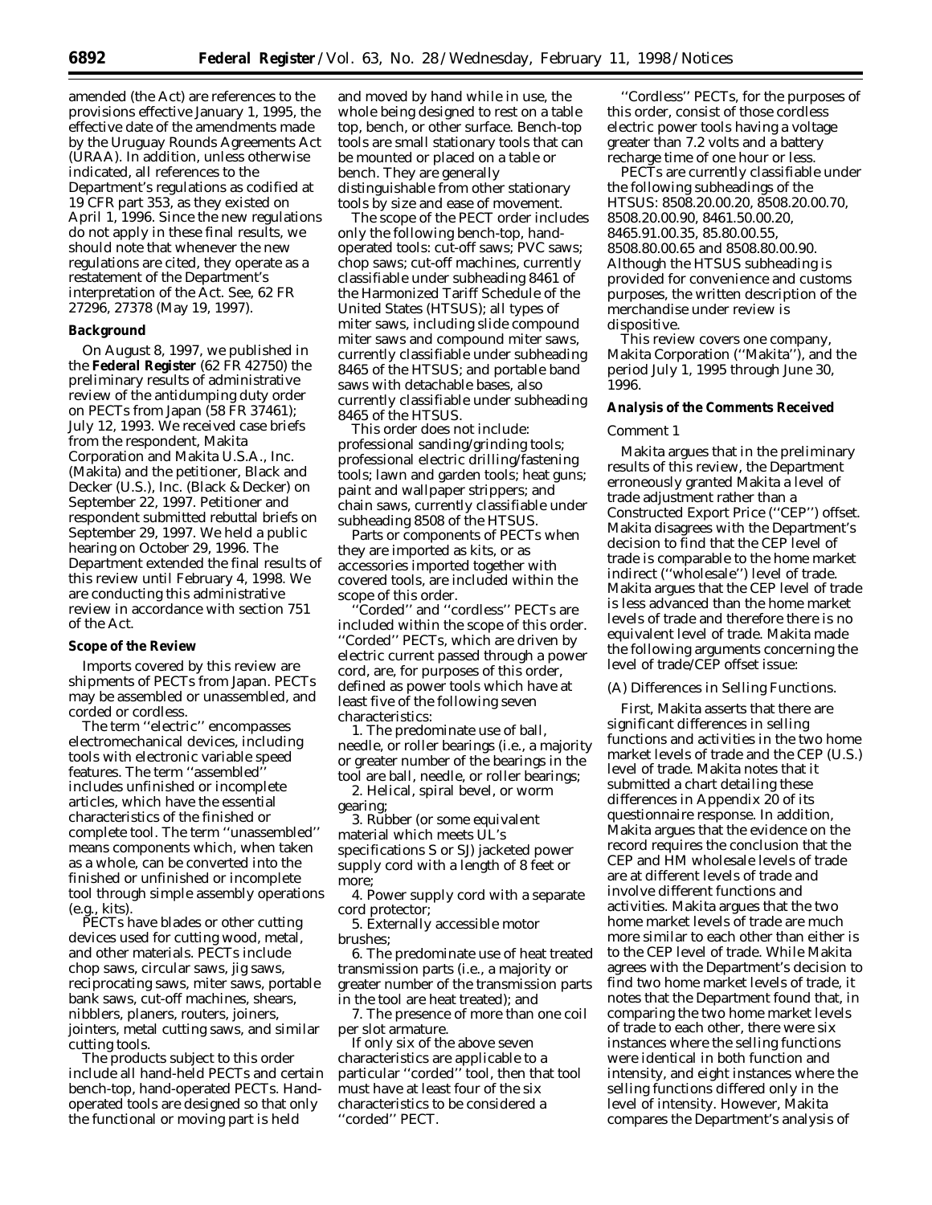amended (the Act) are references to the provisions effective January 1, 1995, the effective date of the amendments made by the Uruguay Rounds Agreements Act (URAA). In addition, unless otherwise indicated, all references to the Department's regulations as codified at 19 CFR part 353, as they existed on April 1, 1996. Since the new regulations do not apply in these final results, we should note that whenever the new regulations are cited, they operate as a restatement of the Department's interpretation of the Act. See, 62 FR 27296, 27378 (May 19, 1997).

**Background**

On August 8, 1997, we published in the **Federal Register** (62 FR 42750) the preliminary results of administrative review of the antidumping duty order on PECTs from Japan (58 FR 37461); July 12, 1993. We received case briefs from the respondent, Makita Corporation and Makita U.S.A., Inc. (Makita) and the petitioner, Black and Decker (U.S.), Inc. (Black & Decker) on September 22, 1997. Petitioner and respondent submitted rebuttal briefs on September 29, 1997. We held a public hearing on October 29, 1996. The Department extended the final results of this review until February 4, 1998. We are conducting this administrative review in accordance with section 751 of the Act.

**Scope of the Review**

Imports covered by this review are shipments of PECTs from Japan. PECTs may be assembled or unassembled, and corded or cordless.

The term ''electric'' encompasses electromechanical devices, including tools with electronic variable speed features. The term ''assembled'' includes unfinished or incomplete articles, which have the essential characteristics of the finished or complete tool. The term ''unassembled'' means components which, when taken as a whole, can be converted into the finished or unfinished or incomplete tool through simple assembly operations (e.g., kits).

PECTs have blades or other cutting devices used for cutting wood, metal, and other materials. PECTs include chop saws, circular saws, jig saws, reciprocating saws, miter saws, portable bank saws, cut-off machines, shears, nibblers, planers, routers, joiners, jointers, metal cutting saws, and similar cutting tools.

The products subject to this order include all hand-held PECTs and certain bench-top, hand-operated PECTs. Hand-operated tools are designed so that only the functional or moving part is held and moved by hand while in use, the whole being designed to rest on a table top, bench, or other surface. Bench-top tools are small stationary tools that can be mounted or placed on a table or bench. They are generally distinguishable from other stationary tools by size and ease of movement.

The scope of the PECT order includes only the following bench-top, hand-operated tools: cut-off saws; PVC saws; chop saws; cut-off machines, currently classifiable under subheading 8461 of the Harmonized Tariff Schedule of the United States (HTSUS); all types of miter saws, including slide compound miter saws and compound miter saws, currently classifiable under subheading 8465 of the HTSUS; and portable band saws with detachable bases, also currently classifiable under subheading 8465 of the HTSUS.

This order does not include: professional sanding/grinding tools; professional electric drilling/fastening tools; lawn and garden tools; heat guns; paint and wallpaper strippers; and chain saws, currently classifiable under subheading 8508 of the HTSUS.

Parts or components of PECTs when they are imported as kits, or as accessories imported together with covered tools, are included within the scope of this order.

''Corded'' and ''cordless'' PECTs are included within the scope of this order. ''Corded'' PECTs, which are driven by electric current passed through a power cord, are, for purposes of this order, defined as power tools which have at least five of the following seven characteristics:

1. The predominate use of ball, needle, or roller bearings (i.e., a majority or greater number of the bearings in the tool are ball, needle, or roller bearings;
2. Helical, spiral bevel, or worm gearing;
3. Rubber (or some equivalent material which meets UL's specifications S or SJ) jacketed power supply cord with a length of 8 feet or more;
4. Power supply cord with a separate cord protector;
5. Externally accessible motor brushes;
6. The predominate use of heat treated transmission parts (i.e., a majority or greater number of the transmission parts in the tool are heat treated); and
7. The presence of more than one coil per slot armature.

If only six of the above seven characteristics are applicable to a particular ''corded'' tool, then that tool must have at least four of the six characteristics to be considered a ''corded'' PECT.

''Cordless'' PECTs, for the purposes of this order, consist of those cordless electric power tools having a voltage greater than 7.2 volts and a battery recharge time of one hour or less.

PECTs are currently classifiable under the following subheadings of the HTSUS: 8508.20.00.20, 8508.20.00.70, 8508.20.00.90, 8461.50.00.20, 8465.91.00.35, 85.80.00.55, 8508.80.00.65 and 8508.80.00.90. Although the HTSUS subheading is provided for convenience and customs purposes, the written description of the merchandise under review is dispositive.

This review covers one company, Makita Corporation (''Makita''), and the period July 1, 1995 through June 30, 1996.

**Analysis of the Comments Received**

*Comment 1*

Makita argues that in the preliminary results of this review, the Department erroneously granted Makita a level of trade adjustment rather than a Constructed Export Price (''CEP'') offset. Makita disagrees with the Department's decision to find that the CEP level of trade is comparable to the home market indirect (''wholesale'') level of trade. Makita argues that the CEP level of trade is less advanced than the home market levels of trade and therefore there is no equivalent level of trade. Makita made the following arguments concerning the level of trade/CEP offset issue:

(A) Differences in Selling Functions.

First, Makita asserts that there are significant differences in selling functions and activities in the two home market levels of trade and the CEP (U.S.) level of trade. Makita notes that it submitted a chart detailing these differences in Appendix 20 of its questionnaire response. In addition, Makita argues that the evidence on the record requires the conclusion that the CEP and HM wholesale levels of trade are at different levels of trade and involve different functions and activities. Makita argues that the two home market levels of trade are much more similar to each other than either is to the CEP level of trade. While Makita agrees with the Department's decision to find two home market levels of trade, it notes that the Department found that, in comparing the two home market levels of trade to each other, there were six instances where the selling functions were identical in both function and intensity, and eight instances where the selling functions differed only in the level of intensity. However, Makita compares the Department's analysis of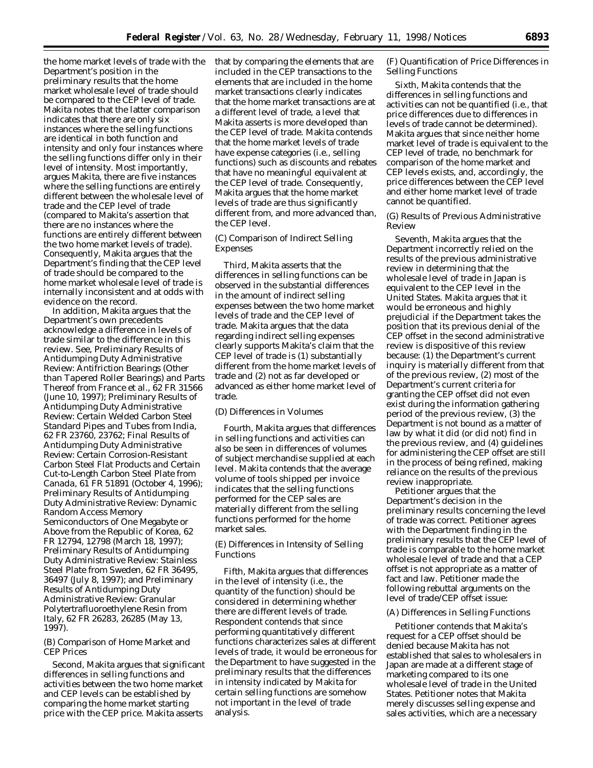the home market levels of trade with the Department's position in the preliminary results that the home market wholesale level of trade should be compared to the CEP level of trade. Makita notes that the latter comparison indicates that there are only six instances where the selling functions are identical in both function and intensity and only four instances where the selling functions differ only in their level of intensity. Most importantly, argues Makita, there are five instances where the selling functions are entirely different between the wholesale level of trade and the CEP level of trade (compared to Makita's assertion that there are no instances where the functions are entirely different between the two home market levels of trade). Consequently, Makita argues that the Department's finding that the CEP level of trade should be compared to the home market wholesale level of trade is internally inconsistent and at odds with evidence on the record.

In addition, Makita argues that the Department's own precedents acknowledge a difference in levels of trade similar to the difference in this review. See, Preliminary Results of Antidumping Duty Administrative Review: Antifriction Bearings (Other than Tapered Roller Bearings) and Parts Thereof from France et al., 62 FR 31566 (June 10, 1997); Preliminary Results of Antidumping Duty Administrative Review: Certain Welded Carbon Steel Standard Pipes and Tubes from India, 62 FR 23760, 23762; Final Results of Antidumping Duty Administrative Review: Certain Corrosion-Resistant Carbon Steel Flat Products and Certain Cut-to-Length Carbon Steel Plate from Canada, 61 FR 51891 (October 4, 1996); Preliminary Results of Antidumping Duty Administrative Review: Dynamic Random Access Memory Semiconductors of One Megabyte or Above from the Republic of Korea, 62 FR 12794, 12798 (March 18, 1997); Preliminary Results of Antidumping Duty Administrative Review: Stainless Steel Plate from Sweden, 62 FR 36495, 36497 (July 8, 1997); and Preliminary Results of Antidumping Duty Administrative Review: Granular Polytertrafluoroethylene Resin from Italy, 62 FR 26283, 26285 (May 13, 1997).

(B) Comparison of Home Market and CEP Prices

Second, Makita argues that significant differences in selling functions and activities between the two home market and CEP levels can be established by comparing the home market starting price with the CEP price. Makita asserts that by comparing the elements that are included in the CEP transactions to the elements that are included in the home market transactions clearly indicates that the home market transactions are at a different level of trade, a level that Makita asserts is more developed than the CEP level of trade. Makita contends that the home market levels of trade have expense categories (i.e., selling functions) such as discounts and rebates that have no meaningful equivalent at the CEP level of trade. Consequently, Makita argues that the home market levels of trade are thus significantly different from, and more advanced than, the CEP level.

(C) Comparison of Indirect Selling Expenses

Third, Makita asserts that the differences in selling functions can be observed in the substantial differences in the amount of indirect selling expenses between the two home market levels of trade and the CEP level of trade. Makita argues that the data regarding indirect selling expenses clearly supports Makita's claim that the CEP level of trade is (1) substantially different from the home market levels of trade and (2) not as far developed or advanced as either home market level of trade.

(D) Differences in Volumes

Fourth, Makita argues that differences in selling functions and activities can also be seen in differences of volumes of subject merchandise supplied at each level. Makita contends that the average volume of tools shipped per invoice indicates that the selling functions performed for the CEP sales are materially different from the selling functions performed for the home market sales.

(E) Differences in Intensity of Selling Functions

Fifth, Makita argues that differences in the level of intensity (i.e., the quantity of the function) should be considered in determining whether there are different levels of trade. Respondent contends that since performing quantitatively different functions characterizes sales at different levels of trade, it would be erroneous for the Department to have suggested in the preliminary results that the differences in intensity indicated by Makita for certain selling functions are somehow not important in the level of trade analysis.

(F) Quantification of Price Differences in Selling Functions

Sixth, Makita contends that the differences in selling functions and activities can not be quantified (i.e., that price differences due to differences in levels of trade cannot be determined). Makita argues that since neither home market level of trade is equivalent to the CEP level of trade, no benchmark for comparison of the home market and CEP levels exists, and, accordingly, the price differences between the CEP level and either home market level of trade cannot be quantified.

(G) Results of Previous Administrative Review

Seventh, Makita argues that the Department incorrectly relied on the results of the previous administrative review in determining that the wholesale level of trade in Japan is equivalent to the CEP level in the United States. Makita argues that it would be erroneous and highly prejudicial if the Department takes the position that its previous denial of the CEP offset in the second administrative review is dispositive of this review because: (1) the Department's current inquiry is materially different from that of the previous review, (2) most of the Department's current criteria for granting the CEP offset did not even exist during the information gathering period of the previous review, (3) the Department is not bound as a matter of law by what it did (or did not) find in the previous review, and (4) guidelines for administering the CEP offset are still in the process of being refined, making reliance on the results of the previous review inappropriate.

Petitioner argues that the Department's decision in the preliminary results concerning the level of trade was correct. Petitioner agrees with the Department finding in the preliminary results that the CEP level of trade is comparable to the home market wholesale level of trade and that a CEP offset is not appropriate as a matter of fact and law. Petitioner made the following rebuttal arguments on the level of trade/CEP offset issue:

(A) Differences in Selling Functions

Petitioner contends that Makita's request for a CEP offset should be denied because Makita has not established that sales to wholesalers in Japan are made at a different stage of marketing compared to its one wholesale level of trade in the United States. Petitioner notes that Makita merely discusses selling expense and sales activities, which are a necessary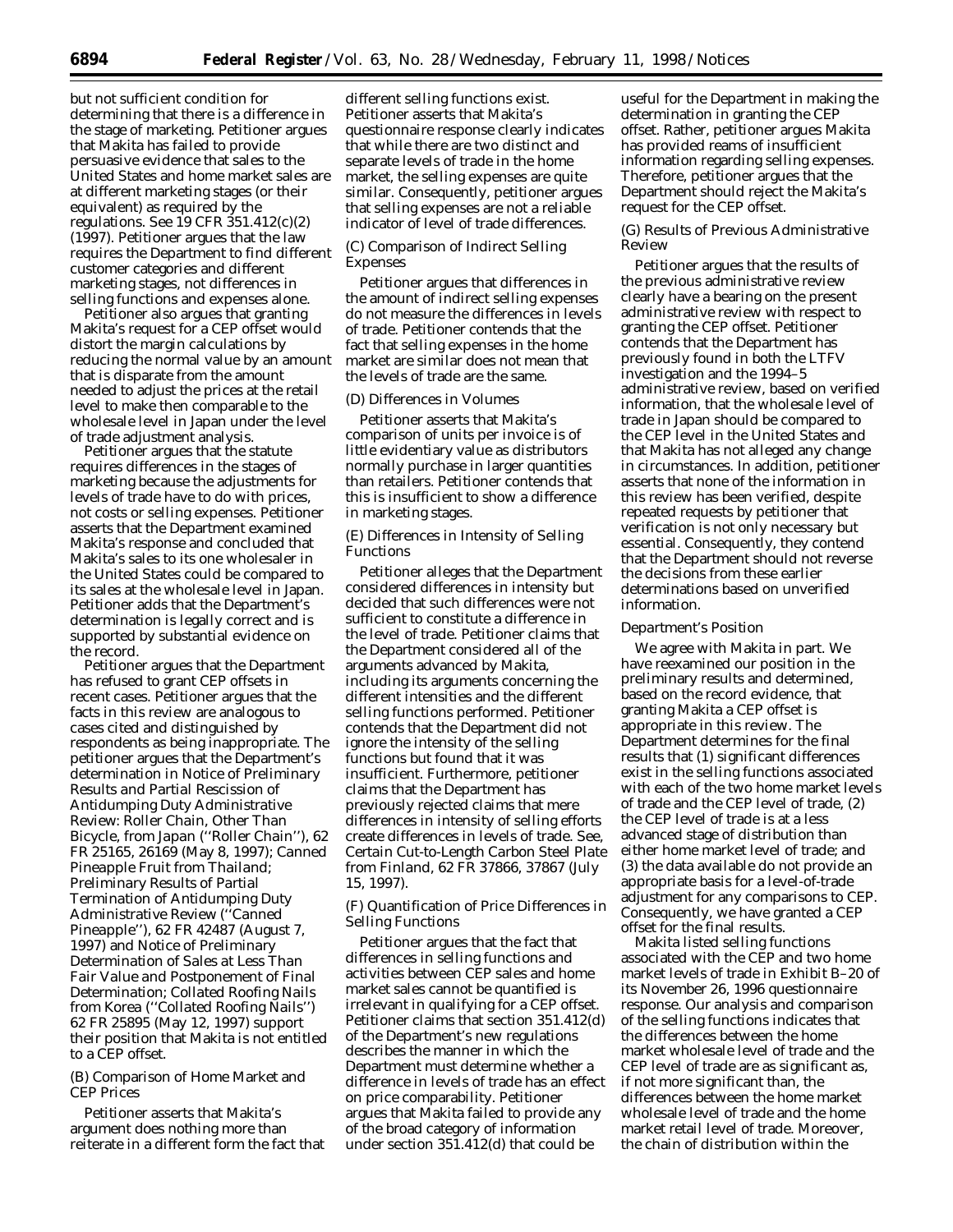but not sufficient condition for determining that there is a difference in the stage of marketing. Petitioner argues that Makita has failed to provide persuasive evidence that sales to the United States and home market sales are at different marketing stages (or their equivalent) as required by the regulations. See 19 CFR 351.412(c)(2) (1997). Petitioner argues that the law requires the Department to find different customer categories and different marketing stages, not differences in selling functions and expenses alone.

Petitioner also argues that granting Makita's request for a CEP offset would distort the margin calculations by reducing the normal value by an amount that is disparate from the amount needed to adjust the prices at the retail level to make then comparable to the wholesale level in Japan under the level of trade adjustment analysis.

Petitioner argues that the statute requires differences in the stages of marketing because the adjustments for levels of trade have to do with prices, not costs or selling expenses. Petitioner asserts that the Department examined Makita's response and concluded that Makita's sales to its one wholesaler in the United States could be compared to its sales at the wholesale level in Japan. Petitioner adds that the Department's determination is legally correct and is supported by substantial evidence on the record.

Petitioner argues that the Department has refused to grant CEP offsets in recent cases. Petitioner argues that the facts in this review are analogous to cases cited and distinguished by respondents as being inappropriate. The petitioner argues that the Department's determination in Notice of Preliminary Results and Partial Rescission of Antidumping Duty Administrative Review: Roller Chain, Other Than Bicycle, from Japan (''Roller Chain''), 62 FR 25165, 26169 (May 8, 1997); Canned Pineapple Fruit from Thailand; Preliminary Results of Partial Termination of Antidumping Duty Administrative Review (''Canned Pineapple''), 62 FR 42487 (August 7, 1997) and Notice of Preliminary Determination of Sales at Less Than Fair Value and Postponement of Final Determination; Collated Roofing Nails from Korea (''Collated Roofing Nails'') 62 FR 25895 (May 12, 1997) support their position that Makita is not entitled to a CEP offset.

*(B) Comparison of Home Market and CEP Prices*

Petitioner asserts that Makita's argument does nothing more than reiterate in a different form the fact that different selling functions exist. Petitioner asserts that Makita's questionnaire response clearly indicates that while there are two distinct and separate levels of trade in the home market, the selling expenses are quite similar. Consequently, petitioner argues that selling expenses are not a reliable indicator of level of trade differences.

*(C) Comparison of Indirect Selling Expenses*

Petitioner argues that differences in the amount of indirect selling expenses do not measure the differences in levels of trade. Petitioner contends that the fact that selling expenses in the home market are similar does not mean that the levels of trade are the same.

*(D) Differences in Volumes*

Petitioner asserts that Makita's comparison of units per invoice is of little evidentiary value as distributors normally purchase in larger quantities than retailers. Petitioner contends that this is insufficient to show a difference in marketing stages.

*(E) Differences in Intensity of Selling Functions*

Petitioner alleges that the Department considered differences in intensity but decided that such differences were not sufficient to constitute a difference in the level of trade. Petitioner claims that the Department considered all of the arguments advanced by Makita, including its arguments concerning the different intensities and the different selling functions performed. Petitioner contends that the Department did not ignore the intensity of the selling functions but found that it was insufficient. Furthermore, petitioner claims that the Department has previously rejected claims that mere differences in intensity of selling efforts create differences in levels of trade. See, Certain Cut-to-Length Carbon Steel Plate from Finland, 62 FR 37866, 37867 (July 15, 1997).

*(F) Quantification of Price Differences in Selling Functions*

Petitioner argues that the fact that differences in selling functions and activities between CEP sales and home market sales cannot be quantified is irrelevant in qualifying for a CEP offset. Petitioner claims that section 351.412(d) of the Department's new regulations describes the manner in which the Department must determine whether a difference in levels of trade has an effect on price comparability. Petitioner argues that Makita failed to provide any of the broad category of information under section 351.412(d) that could be useful for the Department in making the determination in granting the CEP offset. Rather, petitioner argues Makita has provided reams of insufficient information regarding selling expenses. Therefore, petitioner argues that the Department should reject the Makita's request for the CEP offset.

*(G) Results of Previous Administrative Review*

Petitioner argues that the results of the previous administrative review clearly have a bearing on the present administrative review with respect to granting the CEP offset. Petitioner contends that the Department has previously found in both the LTFV investigation and the 1994–5 administrative review, based on verified information, that the wholesale level of trade in Japan should be compared to the CEP level in the United States and that Makita has not alleged any change in circumstances. In addition, petitioner asserts that none of the information in this review has been verified, despite repeated requests by petitioner that verification is not only necessary but essential. Consequently, they contend that the Department should not reverse the decisions from these earlier determinations based on unverified information.

*Department's Position*

We agree with Makita in part. We have reexamined our position in the preliminary results and determined, based on the record evidence, that granting Makita a CEP offset is appropriate in this review. The Department determines for the final results that (1) significant differences exist in the selling functions associated with each of the two home market levels of trade and the CEP level of trade, (2) the CEP level of trade is at a less advanced stage of distribution than either home market level of trade; and (3) the data available do not provide an appropriate basis for a level-of-trade adjustment for any comparisons to CEP. Consequently, we have granted a CEP offset for the final results.

Makita listed selling functions associated with the CEP and two home market levels of trade in Exhibit B–20 of its November 26, 1996 questionnaire response. Our analysis and comparison of the selling functions indicates that the differences between the home market wholesale level of trade and the CEP level of trade are as significant as, if not more significant than, the differences between the home market wholesale level of trade and the home market retail level of trade. Moreover, the chain of distribution within the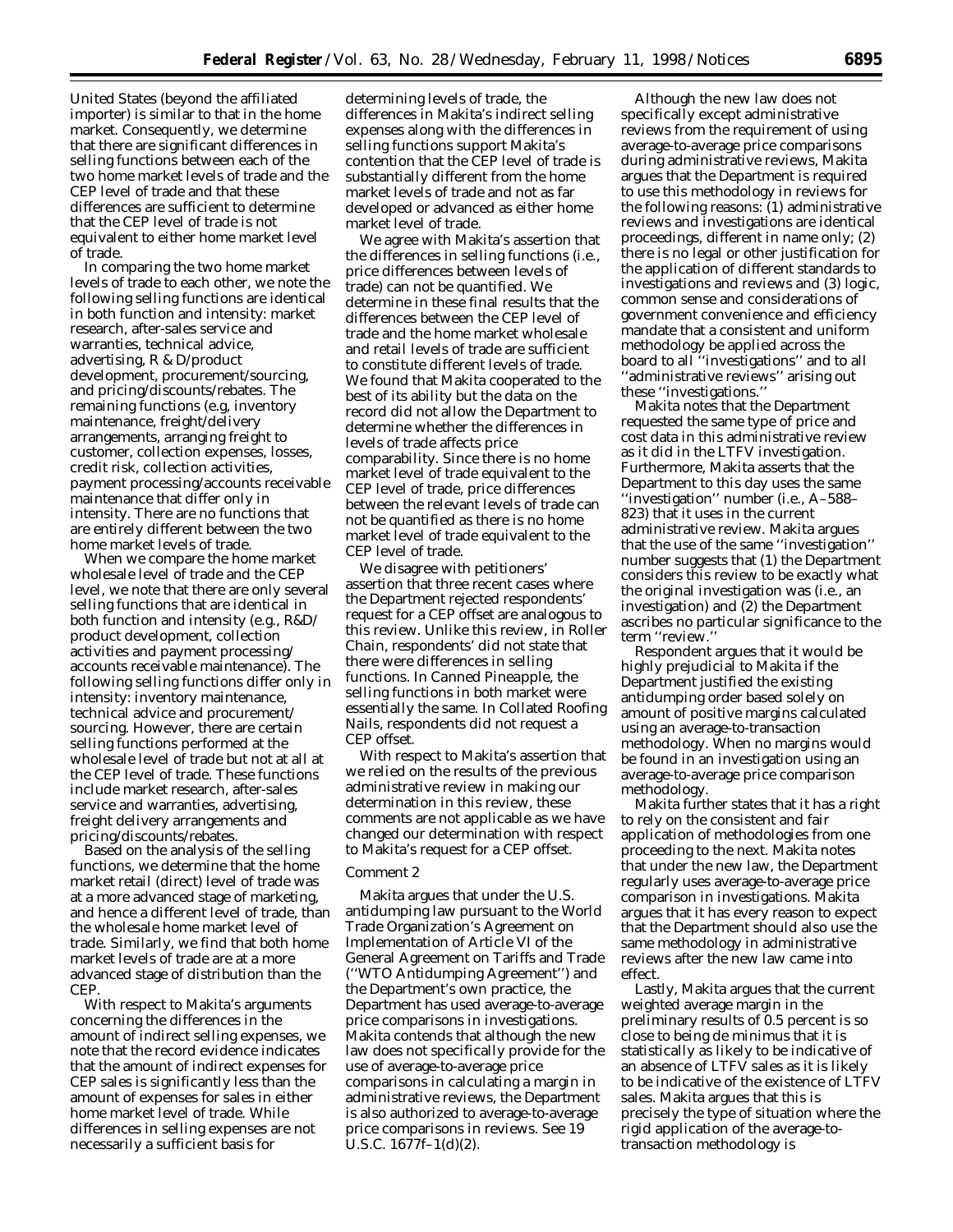United States (beyond the affiliated importer) is similar to that in the home market. Consequently, we determine that there are significant differences in selling functions between each of the two home market levels of trade and the CEP level of trade and that these differences are sufficient to determine that the CEP level of trade is not equivalent to either home market level of trade.

In comparing the two home market levels of trade to each other, we note the following selling functions are identical in both function and intensity: market research, after-sales service and warranties, technical advice, advertising, R & D/product development, procurement/sourcing, and pricing/discounts/rebates. The remaining functions (e.g, inventory maintenance, freight/delivery arrangements, arranging freight to customer, collection expenses, losses, credit risk, collection activities, payment processing/accounts receivable maintenance that differ only in intensity. There are no functions that are entirely different between the two home market levels of trade.

When we compare the home market wholesale level of trade and the CEP level, we note that there are only several selling functions that are identical in both function and intensity (e.g., R&D/product development, collection activities and payment processing/accounts receivable maintenance). The following selling functions differ only in intensity: inventory maintenance, technical advice and procurement/sourcing. However, there are certain selling functions performed at the wholesale level of trade but not at all at the CEP level of trade. These functions include market research, after-sales service and warranties, advertising, freight delivery arrangements and pricing/discounts/rebates.

Based on the analysis of the selling functions, we determine that the home market retail (direct) level of trade was at a more advanced stage of marketing, and hence a different level of trade, than the wholesale home market level of trade. Similarly, we find that both home market levels of trade are at a more advanced stage of distribution than the CEP.

With respect to Makita's arguments concerning the differences in the amount of indirect selling expenses, we note that the record evidence indicates that the amount of indirect expenses for CEP sales is significantly less than the amount of expenses for sales in either home market level of trade. While differences in selling expenses are not necessarily a sufficient basis for determining levels of trade, the differences in Makita's indirect selling expenses along with the differences in selling functions support Makita's contention that the CEP level of trade is substantially different from the home market levels of trade and not as far developed or advanced as either home market level of trade.

We agree with Makita's assertion that the differences in selling functions (i.e., price differences between levels of trade) can not be quantified. We determine in these final results that the differences between the CEP level of trade and the home market wholesale and retail levels of trade are sufficient to constitute different levels of trade. We found that Makita cooperated to the best of its ability but the data on the record did not allow the Department to determine whether the differences in levels of trade affects price comparability. Since there is no home market level of trade equivalent to the CEP level of trade, price differences between the relevant levels of trade can not be quantified as there is no home market level of trade equivalent to the CEP level of trade.

We disagree with petitioners' assertion that three recent cases where the Department rejected respondents' request for a CEP offset are analogous to this review. Unlike this review, in *Roller Chain*, respondents' did not state that there were differences in selling functions. In *Canned Pineapple*, the selling functions in both market were essentially the same. In *Collated Roofing Nails*, respondents did not request a CEP offset.

With respect to Makita's assertion that we relied on the results of the previous administrative review in making our determination in this review, these comments are not applicable as we have changed our determination with respect to Makita's request for a CEP offset.

*Comment 2*

Makita argues that under the U.S. antidumping law pursuant to the World Trade Organization's Agreement on Implementation of Article VI of the General Agreement on Tariffs and Trade (''WTO Antidumping Agreement'') and the Department's own practice, the Department has used average-to-average price comparisons in investigations. Makita contends that although the new law does not specifically provide for the use of average-to-average price comparisons in calculating a margin in administrative reviews, the Department is also authorized to average-to-average price comparisons in reviews. *See* 19 U.S.C. 1677f–1(d)(2).

Although the new law does not specifically except administrative reviews from the requirement of using average-to-average price comparisons during administrative reviews, Makita argues that the Department is required to use this methodology in reviews for the following reasons: (1) administrative reviews and investigations are identical proceedings, different in name only; (2) there is no legal or other justification for the application of different standards to investigations and reviews and (3) logic, common sense and considerations of government convenience and efficiency mandate that a consistent and uniform methodology be applied across the board to all ''investigations'' and to all ''administrative reviews'' arising out these ''investigations.''

Makita notes that the Department requested the same type of price and cost data in this administrative review as it did in the LTFV investigation. Furthermore, Makita asserts that the Department to this day uses the same ''investigation'' number (i.e., A–588–823) that it uses in the current administrative review. Makita argues that the use of the same ''investigation'' number suggests that (1) the Department considers this review to be exactly what the original investigation was (i.e., an investigation) and (2) the Department ascribes no particular significance to the term ''review.''

Respondent argues that it would be highly prejudicial to Makita if the Department justified the existing antidumping order based solely on amount of positive margins calculated using an average-to-transaction methodology. When no margins would be found in an investigation using an average-to-average price comparison methodology.

Makita further states that it has a right to rely on the consistent and fair application of methodologies from one proceeding to the next. Makita notes that under the new law, the Department regularly uses average-to-average price comparison in investigations. Makita argues that it has every reason to expect that the Department should also use the same methodology in administrative reviews after the new law came into effect.

Lastly, Makita argues that the current weighted average margin in the preliminary results of 0.5 percent is so close to being *de minimus* that it is statistically as likely to be indicative of an absence of LTFV sales as it is likely to be indicative of the existence of LTFV sales. Makita argues that this is precisely the type of situation where the rigid application of the average-to-transaction methodology is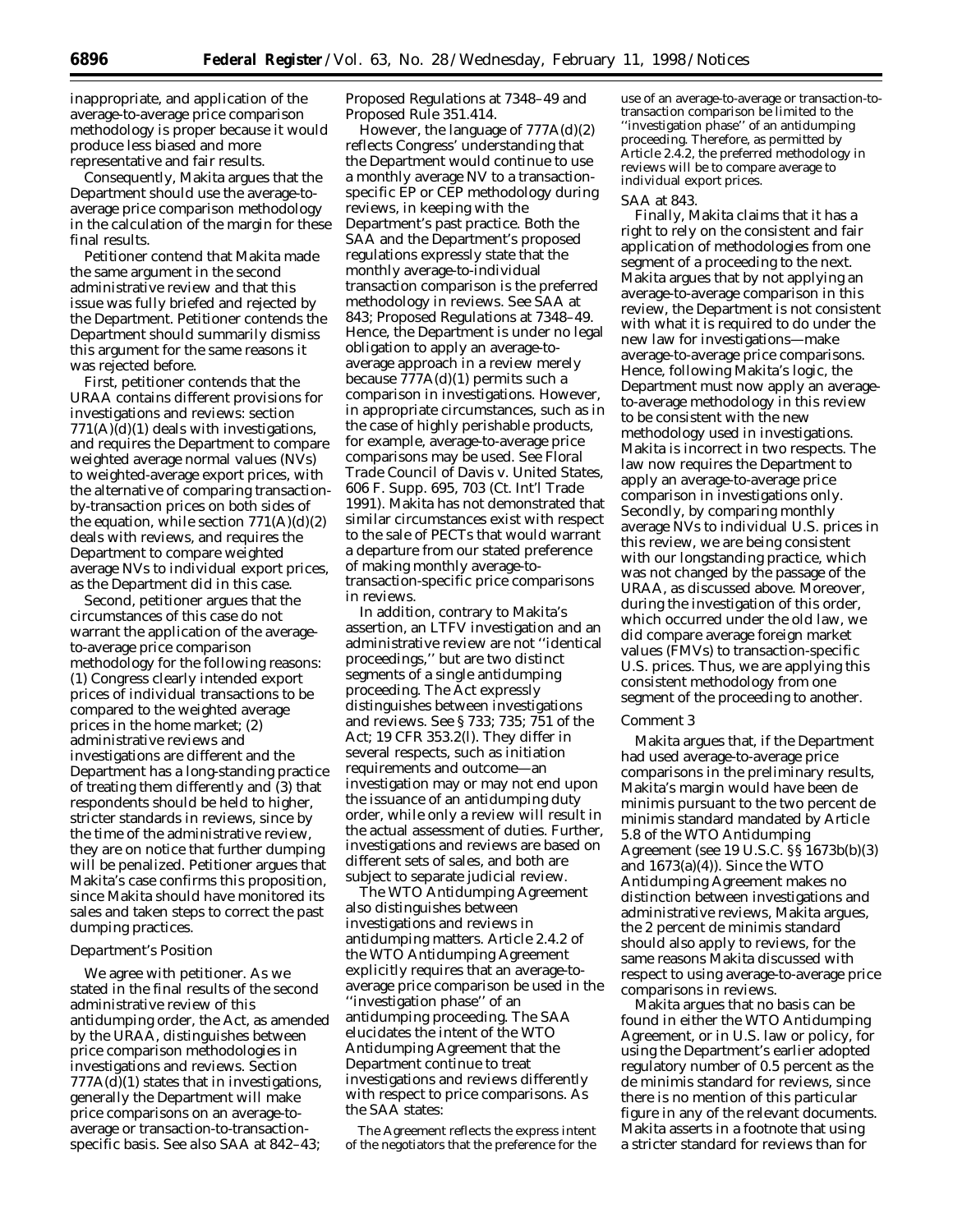inappropriate, and application of the average-to-average price comparison methodology is proper because it would produce less biased and more representative and fair results.

Consequently, Makita argues that the Department should use the average-to-average price comparison methodology in the calculation of the margin for these final results.

Petitioner contend that Makita made the same argument in the second administrative review and that this issue was fully briefed and rejected by the Department. Petitioner contends the Department should summarily dismiss this argument for the same reasons it was rejected before.

First, petitioner contends that the URAA contains different provisions for investigations and reviews: section 771(A)(d)(1) deals with investigations, and requires the Department to compare weighted average normal values (NVs) to weighted-average export prices, with the alternative of comparing transaction-by-transaction prices on both sides of the equation, while section 771(A)(d)(2) deals with reviews, and requires the Department to compare weighted average NVs to individual export prices, as the Department did in this case.

Second, petitioner argues that the circumstances of this case do not warrant the application of the average-to-average price comparison methodology for the following reasons: (1) Congress clearly intended export prices of individual transactions to be compared to the weighted average prices in the home market; (2) administrative reviews and investigations are different and the Department has a long-standing practice of treating them differently and (3) that respondents should be held to higher, stricter standards in reviews, since by the time of the administrative review, they are on notice that further dumping will be penalized. Petitioner argues that Makita's case confirms this proposition, since Makita should have monitored its sales and taken steps to correct the past dumping practices.

*Department's Position*

We agree with petitioner. As we stated in the final results of the second administrative review of this antidumping order, the Act, as amended by the URAA, distinguishes between price comparison methodologies in investigations and reviews. Section 777A(d)(1) states that in investigations, generally the Department will make price comparisons on an average-to-average or transaction-to-transaction-specific basis. *See also* SAA at 842–43; Proposed Regulations at 7348–49 and Proposed Rule 351.414.

However, the language of 777A(d)(2) reflects Congress' understanding that the Department would continue to use a monthly average NV to a transaction-specific EP or CEP methodology during reviews, in keeping with the Department's past practice. Both the SAA and the Department's proposed regulations expressly state that the monthly average-to-individual transaction comparison is the preferred methodology in reviews. *See* SAA at 843; Proposed Regulations at 7348–49. Hence, the Department is under no legal obligation to apply an average-to-average approach in a review merely because 777A(d)(1) permits such a comparison in investigations. However, in appropriate circumstances, such as in the case of highly perishable products, for example, average-to-average price comparisons may be used. *See Floral Trade Council of Davis* v. *United States,* 606 F. Supp. 695, 703 (Ct. Int'l Trade 1991). Makita has not demonstrated that similar circumstances exist with respect to the sale of PECTs that would warrant a departure from our stated preference of making monthly average-to-transaction-specific price comparisons in reviews.

In addition, contrary to Makita's assertion, an LTFV investigation and an administrative review are not ''identical proceedings,'' but are two distinct segments of a single antidumping proceeding. The Act expressly distinguishes between investigations and reviews. *See* § 733; 735; 751 of the Act; 19 CFR 353.2(l). They differ in several respects, such as initiation requirements and outcome—an investigation may or may not end upon the issuance of an antidumping duty order, while only a review will result in the actual assessment of duties. Further, investigations and reviews are based on different sets of sales, and both are subject to separate judicial review.

The WTO Antidumping Agreement also distinguishes between investigations and reviews in antidumping matters. Article 2.4.2 of the WTO Antidumping Agreement explicitly requires that an average-to-average price comparison be used in the ''investigation phase'' of an antidumping proceeding. The SAA elucidates the intent of the WTO Antidumping Agreement that the Department continue to treat investigations and reviews differently with respect to price comparisons. As the SAA states:

> The Agreement reflects the express intent of the negotiators that the preference for the use of an average-to-average or transaction-to-transaction comparison be limited to the ''investigation phase'' of an antidumping proceeding. Therefore, as permitted by Article 2.4.2, the preferred methodology in reviews will be to compare average to individual export prices.

SAA at 843.

Finally, Makita claims that it has a right to rely on the consistent and fair application of methodologies from one segment of a proceeding to the next. Makita argues that by not applying an average-to-average comparison in this review, the Department is not consistent with what it is required to do under the new law for investigations—make average-to-average price comparisons. Hence, following Makita's logic, the Department must now apply an average-to-average methodology in this review to be consistent with the new methodology used in investigations. Makita is incorrect in two respects. The law now requires the Department to apply an average-to-average price comparison in investigations only. Secondly, by comparing monthly average NVs to individual U.S. prices in this review, we are being consistent with our longstanding practice, which was not changed by the passage of the URAA, as discussed above. Moreover, during the investigation of this order, which occurred under the old law, we did compare average foreign market values (FMVs) to transaction-specific U.S. prices. Thus, we are applying this consistent methodology from one segment of the proceeding to another.

*Comment 3*

Makita argues that, if the Department had used average-to-average price comparisons in the preliminary results, Makita's margin would have been de minimis pursuant to the two percent de minimis standard mandated by Article 5.8 of the WTO Antidumping Agreement (see 19 U.S.C. §§ 1673b(b)(3) and 1673(a)(4)). Since the WTO Antidumping Agreement makes no distinction between investigations and administrative reviews, Makita argues, the 2 percent de minimis standard should also apply to reviews, for the same reasons Makita discussed with respect to using average-to-average price comparisons in reviews.

Makita argues that no basis can be found in either the WTO Antidumping Agreement, or in U.S. law or policy, for using the Department's earlier adopted regulatory number of 0.5 percent as the de minimis standard for reviews, since there is no mention of this particular figure in any of the relevant documents. Makita asserts in a footnote that using a stricter standard for reviews than for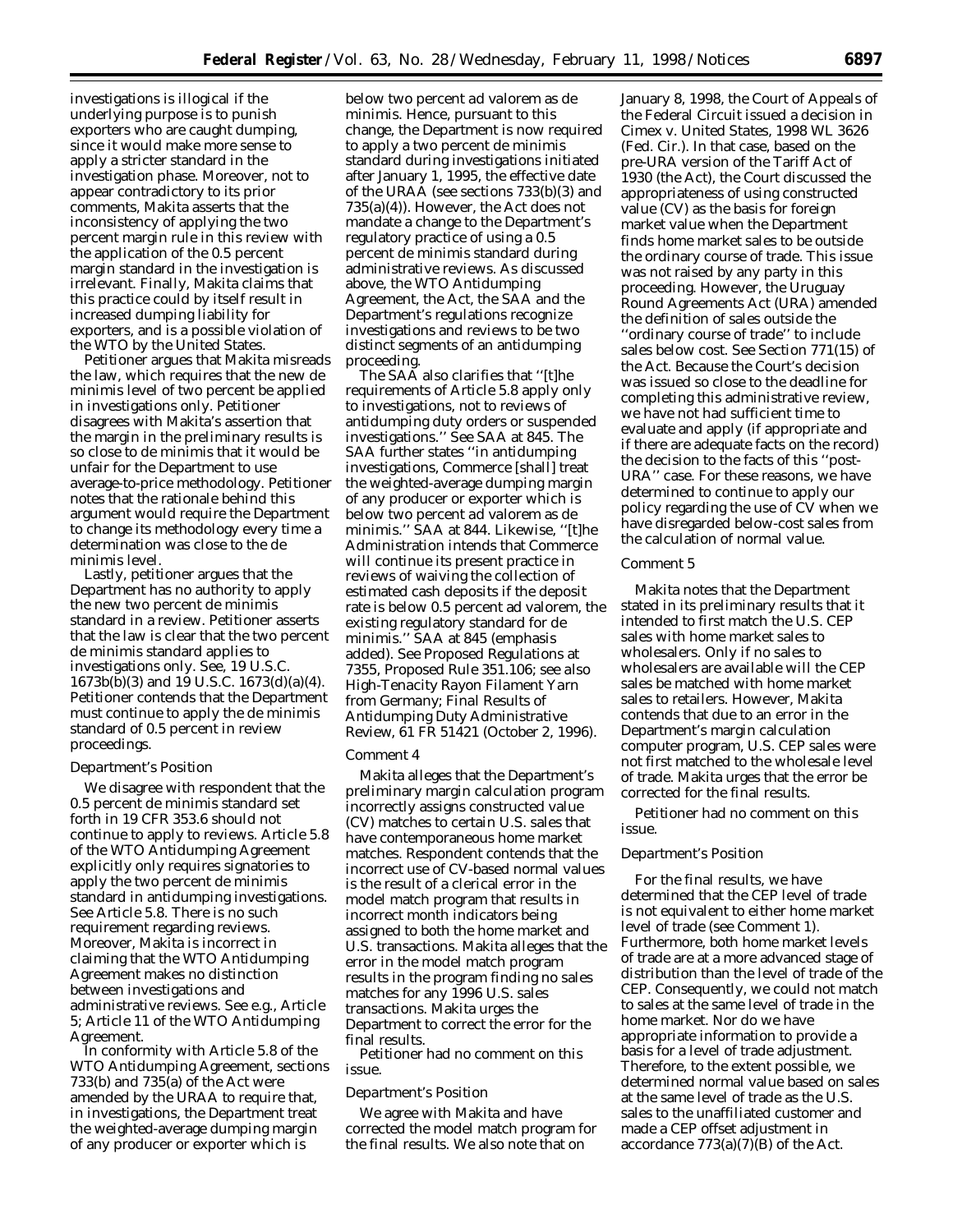investigations is illogical if the underlying purpose is to punish exporters who are caught dumping, since it would make more sense to apply a stricter standard in the investigation phase. Moreover, not to appear contradictory to its prior comments, Makita asserts that the inconsistency of applying the two percent margin rule in this review with the application of the 0.5 percent margin standard in the investigation is irrelevant. Finally, Makita claims that this practice could by itself result in increased dumping liability for exporters, and is a possible violation of the WTO by the United States.

Petitioner argues that Makita misreads the law, which requires that the new de minimis level of two percent be applied in investigations only. Petitioner disagrees with Makita's assertion that the margin in the preliminary results is so close to de minimis that it would be unfair for the Department to use average-to-price methodology. Petitioner notes that the rationale behind this argument would require the Department to change its methodology every time a determination was close to the de minimis level.

Lastly, petitioner argues that the Department has no authority to apply the new two percent de minimis standard in a review. Petitioner asserts that the law is clear that the two percent de minimis standard applies to investigations only. See, 19 U.S.C. 1673b(b)(3) and 19 U.S.C. 1673(d)(a)(4). Petitioner contends that the Department must continue to apply the de minimis standard of 0.5 percent in review proceedings.

*Department's Position*

We disagree with respondent that the 0.5 percent de minimis standard set forth in 19 CFR 353.6 should not continue to apply to reviews. Article 5.8 of the WTO Antidumping Agreement explicitly only requires signatories to apply the two percent de minimis standard in antidumping investigations. See Article 5.8. There is no such requirement regarding reviews. Moreover, Makita is incorrect in claiming that the WTO Antidumping Agreement makes no distinction between investigations and administrative reviews. See e.g., Article 5; Article 11 of the WTO Antidumping Agreement.

In conformity with Article 5.8 of the WTO Antidumping Agreement, sections 733(b) and 735(a) of the Act were amended by the URAA to require that, in investigations, the Department treat the weighted-average dumping margin of any producer or exporter which is below two percent ad valorem as de minimis. Hence, pursuant to this change, the Department is now required to apply a two percent de minimis standard during investigations initiated after January 1, 1995, the effective date of the URAA (see sections 733(b)(3) and 735(a)(4)). However, the Act does not mandate a change to the Department's regulatory practice of using a 0.5 percent de minimis standard during administrative reviews. As discussed above, the WTO Antidumping Agreement, the Act, the SAA and the Department's regulations recognize investigations and reviews to be two distinct segments of an antidumping proceeding.

The SAA also clarifies that ''[t]he requirements of Article 5.8 apply only to investigations, not to reviews of antidumping duty orders or suspended investigations.'' See SAA at 845. The SAA further states ''in antidumping investigations, Commerce [shall] treat the weighted-average dumping margin of any producer or exporter which is below two percent ad valorem as de minimis.'' SAA at 844. Likewise, ''[t]he Administration intends that Commerce will continue its present practice in reviews of waiving the collection of estimated cash deposits if the deposit rate is below 0.5 percent ad valorem, the existing regulatory standard for de minimis.'' SAA at 845 (emphasis added). See Proposed Regulations at 7355, Proposed Rule 351.106; see also *High-Tenacity Rayon Filament Yarn from Germany; Final Results of Antidumping Duty Administrative Review*, 61 FR 51421 (October 2, 1996).

*Comment 4*

Makita alleges that the Department's preliminary margin calculation program incorrectly assigns constructed value (CV) matches to certain U.S. sales that have contemporaneous home market matches. Respondent contends that the incorrect use of CV-based normal values is the result of a clerical error in the model match program that results in incorrect month indicators being assigned to both the home market and U.S. transactions. Makita alleges that the error in the model match program results in the program finding no sales matches for any 1996 U.S. sales transactions. Makita urges the Department to correct the error for the final results.

Petitioner had no comment on this issue.

*Department's Position*

We agree with Makita and have corrected the model match program for the final results. We also note that on January 8, 1998, the Court of Appeals of the Federal Circuit issued a decision in *Cimex* v. *United States*, 1998 WL 3626 (Fed. Cir.). In that case, based on the pre-URA version of the Tariff Act of 1930 (the Act), the Court discussed the appropriateness of using constructed value (CV) as the basis for foreign market value when the Department finds home market sales to be outside the ordinary course of trade. This issue was not raised by any party in this proceeding. However, the Uruguay Round Agreements Act (URA) amended the definition of sales outside the ''ordinary course of trade'' to include sales below cost. See Section 771(15) of the Act. Because the Court's decision was issued so close to the deadline for completing this administrative review, we have not had sufficient time to evaluate and apply (if appropriate and if there are adequate facts on the record) the decision to the facts of this ''post-URA'' case. For these reasons, we have determined to continue to apply our policy regarding the use of CV when we have disregarded below-cost sales from the calculation of normal value.

*Comment 5*

Makita notes that the Department stated in its preliminary results that it intended to first match the U.S. CEP sales with home market sales to wholesalers. Only if no sales to wholesalers are available will the CEP sales be matched with home market sales to retailers. However, Makita contends that due to an error in the Department's margin calculation computer program, U.S. CEP sales were not first matched to the wholesale level of trade. Makita urges that the error be corrected for the final results.

Petitioner had no comment on this issue.

*Department's Position*

For the final results, we have determined that the CEP level of trade is not equivalent to either home market level of trade (see Comment 1). Furthermore, both home market levels of trade are at a more advanced stage of distribution than the level of trade of the CEP. Consequently, we could not match to sales at the same level of trade in the home market. Nor do we have appropriate information to provide a basis for a level of trade adjustment. Therefore, to the extent possible, we determined normal value based on sales at the same level of trade as the U.S. sales to the unaffiliated customer and made a CEP offset adjustment in accordance 773(a)(7)(B) of the Act.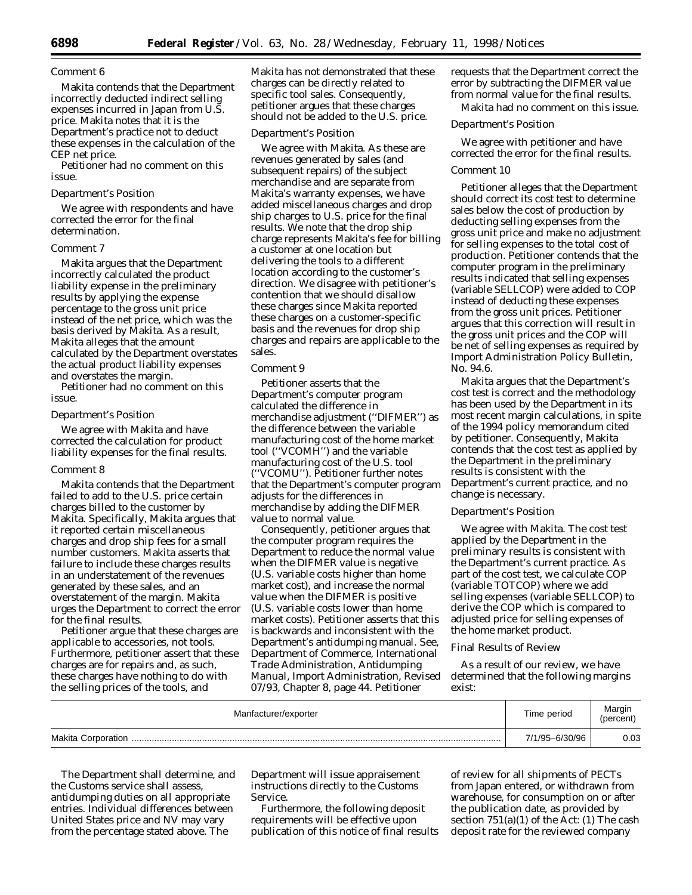### Comment 6

Makita contends that the Department incorrectly deducted indirect selling expenses incurred in Japan from U.S. price. Makita notes that it is the Department's practice not to deduct these expenses in the calculation of the CEP net price.

Petitioner had no comment on this issue.

### Department's Position

We agree with respondents and have corrected the error for the final determination.

### Comment 7

Makita argues that the Department incorrectly calculated the product liability expense in the preliminary results by applying the expense percentage to the gross unit price instead of the net price, which was the basis derived by Makita. As a result, Makita alleges that the amount calculated by the Department overstates the actual product liability expenses and overstates the margin.

Petitioner had no comment on this issue.

### Department's Position

We agree with Makita and have corrected the calculation for product liability expenses for the final results.

### Comment 8

Makita contends that the Department failed to add to the U.S. price certain charges billed to the customer by Makita. Specifically, Makita argues that it reported certain miscellaneous charges and drop ship fees for a small number customers. Makita asserts that failure to include these charges results in an understatement of the revenues generated by these sales, and an overstatement of the margin. Makita urges the Department to correct the error for the final results.

Petitioner argue that these charges are applicable to accessories, not tools. Furthermore, petitioner assert that these charges are for repairs and, as such, these charges have nothing to do with the selling prices of the tools, and Makita has not demonstrated that these charges can be directly related to specific tool sales. Consequently, petitioner argues that these charges should not be added to the U.S. price.

### Department's Position

We agree with Makita. As these are revenues generated by sales (and subsequent repairs) of the subject merchandise and are separate from Makita's warranty expenses, we have added miscellaneous charges and drop ship charges to U.S. price for the final results. We note that the drop ship charge represents Makita's fee for billing a customer at one location but delivering the tools to a different location according to the customer's direction. We disagree with petitioner's contention that we should disallow these charges since Makita reported these charges on a customer-specific basis and the revenues for drop ship charges and repairs are applicable to the sales.

### Comment 9

Petitioner asserts that the Department's computer program calculated the difference in merchandise adjustment (''DIFMER'') as the difference between the variable manufacturing cost of the home market tool (''VCOMH'') and the variable manufacturing cost of the U.S. tool (''VCOMU''). Petitioner further notes that the Department's computer program adjusts for the differences in merchandise by adding the DIFMER value to normal value.

Consequently, petitioner argues that the computer program requires the Department to reduce the normal value when the DIFMER value is negative (U.S. variable costs higher than home market cost), and increase the normal value when the DIFMER is positive (U.S. variable costs lower than home market costs). Petitioner asserts that this is backwards and inconsistent with the Department's antidumping manual. See, Department of Commerce, International Trade Administration, Antidumping Manual, Import Administration, Revised 07/93, Chapter 8, page 44. Petitioner requests that the Department correct the error by subtracting the DIFMER value from normal value for the final results.

Makita had no comment on this issue.

### Department's Position

We agree with petitioner and have corrected the error for the final results.

### Comment 10

Petitioner alleges that the Department should correct its cost test to determine sales below the cost of production by deducting selling expenses from the gross unit price and make no adjustment for selling expenses to the total cost of production. Petitioner contends that the computer program in the preliminary results indicated that selling expenses (variable SELLCOP) were added to COP instead of deducting these expenses from the gross unit prices. Petitioner argues that this correction will result in the gross unit prices and the COP will be net of selling expenses as required by Import Administration Policy Bulletin, No. 94.6.

Makita argues that the Department's cost test is correct and the methodology has been used by the Department in its most recent margin calculations, in spite of the 1994 policy memorandum cited by petitioner. Consequently, Makita contends that the cost test as applied by the Department in the preliminary results is consistent with the Department's current practice, and no change is necessary.

### Department's Position

We agree with Makita. The cost test applied by the Department in the preliminary results is consistent with the Department's current practice. As part of the cost test, we calculate COP (variable TOTCOP) where we add selling expenses (variable SELLCOP) to derive the COP which is compared to adjusted price for selling expenses of the home market product.

### Final Results of Review

As a result of our review, we have determined that the following margins exist:

| Manfacturer/exporter | Time period | Margin (percent) |
|---|---|---|
| Makita Corporation | 7/1/95–6/30/96 | 0.03 |

The Department shall determine, and the Customs service shall assess, antidumping duties on all appropriate entries. Individual differences between United States price and NV may vary from the percentage stated above. The Department will issue appraisement instructions directly to the Customs Service.

Furthermore, the following deposit requirements will be effective upon publication of this notice of final results of review for all shipments of PECTs from Japan entered, or withdrawn from warehouse, for consumption on or after the publication date, as provided by section 751(a)(1) of the Act: (1) The cash deposit rate for the reviewed company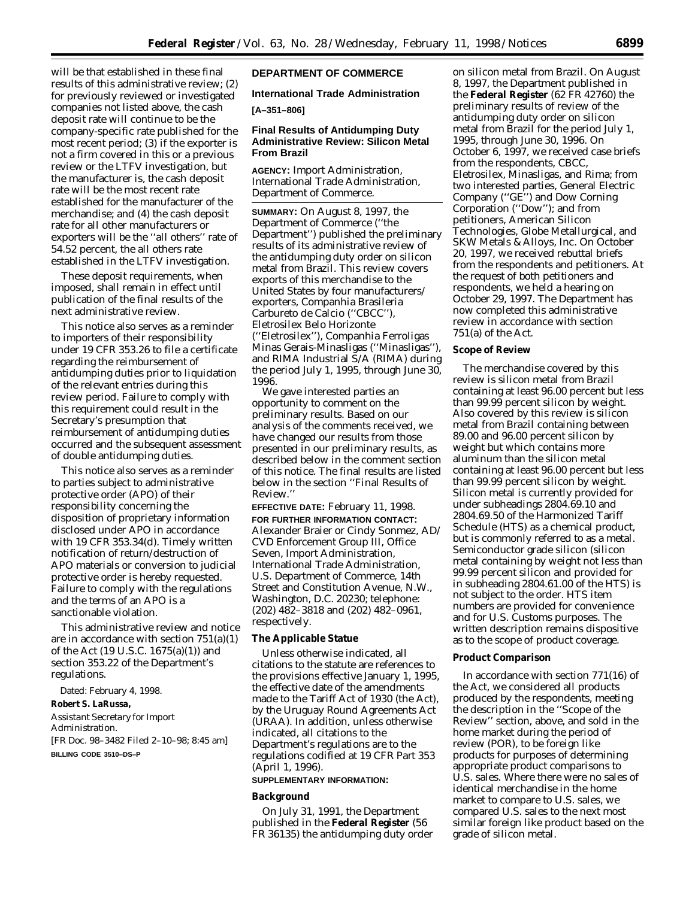will be that established in these final results of this administrative review; (2) for previously reviewed or investigated companies not listed above, the cash deposit rate will continue to be the company-specific rate published for the most recent period; (3) if the exporter is not a firm covered in this or a previous review or the LTFV investigation, but the manufacturer is, the cash deposit rate will be the most recent rate established for the manufacturer of the merchandise; and (4) the cash deposit rate for all other manufacturers or exporters will be the ''all others'' rate of 54.52 percent, the all others rate established in the LTFV investigation.

These deposit requirements, when imposed, shall remain in effect until publication of the final results of the next administrative review.

This notice also serves as a reminder to importers of their responsibility under 19 CFR 353.26 to file a certificate regarding the reimbursement of antidumping duties prior to liquidation of the relevant entries during this review period. Failure to comply with this requirement could result in the Secretary's presumption that reimbursement of antidumping duties occurred and the subsequent assessment of double antidumping duties.

This notice also serves as a reminder to parties subject to administrative protective order (APO) of their responsibility concerning the disposition of proprietary information disclosed under APO in accordance with 19 CFR 353.34(d). Timely written notification of return/destruction of APO materials or conversion to judicial protective order is hereby requested. Failure to comply with the regulations and the terms of an APO is a sanctionable violation.

This administrative review and notice are in accordance with section 751(a)(1) of the Act (19 U.S.C. 1675(a)(1)) and section 353.22 of the Department's regulations.

Dated: February 4, 1998.

**Robert S. LaRussa,**

*Assistant Secretary for Import Administration.*

[FR Doc. 98–3482 Filed 2–10–98; 8:45 am]

**BILLING CODE 3510–DS–P**

## DEPARTMENT OF COMMERCE

### International Trade Administration

**[A–351–806]**

### Final Results of Antidumping Duty Administrative Review: Silicon Metal From Brazil

**AGENCY:** Import Administration, International Trade Administration, Department of Commerce.

**SUMMARY:** On August 8, 1997, the Department of Commerce (''the Department'') published the preliminary results of its administrative review of the antidumping duty order on silicon metal from Brazil. This review covers exports of this merchandise to the United States by four manufacturers/exporters, Companhia Brasileria Carbureto de Calcio (''CBCC''), Eletrosilex Belo Horizonte (''Eletrosilex''), Companhia Ferroligas Minas Gerais-Minasligas (''Minasligas''), and RIMA Industrial S/A (RIMA) during the period July 1, 1995, through June 30, 1996.

We gave interested parties an opportunity to comment on the preliminary results. Based on our analysis of the comments received, we have changed our results from those presented in our preliminary results, as described below in the comment section of this notice. The final results are listed below in the section ''Final Results of Review.''

**EFFECTIVE DATE:** February 11, 1998.

**FOR FURTHER INFORMATION CONTACT:** Alexander Braier or Cindy Sonmez, AD/CVD Enforcement Group III, Office Seven, Import Administration, International Trade Administration, U.S. Department of Commerce, 14th Street and Constitution Avenue, N.W., Washington, D.C. 20230; telephone: (202) 482–3818 and (202) 482–0961, respectively.

### The Applicable Statue

Unless otherwise indicated, all citations to the statute are references to the provisions effective January 1, 1995, the effective date of the amendments made to the Tariff Act of 1930 (the Act), by the Uruguay Round Agreements Act (URAA). In addition, unless otherwise indicated, all citations to the Department's regulations are to the regulations codified at 19 CFR Part 353 (April 1, 1996).

**SUPPLEMENTARY INFORMATION:**

### Background

On July 31, 1991, the Department published in the **Federal Register** (56 FR 36135) the antidumping duty order on silicon metal from Brazil. On August 8, 1997, the Department published in the **Federal Register** (62 FR 42760) the preliminary results of review of the antidumping duty order on silicon metal from Brazil for the period July 1, 1995, through June 30, 1996. On October 6, 1997, we received case briefs from the respondents, CBCC, Eletrosilex, Minasligas, and Rima; from two interested parties, General Electric Company (''GE'') and Dow Corning Corporation (''Dow''); and from petitioners, American Silicon Technologies, Globe Metallurgical, and SKW Metals & Alloys, Inc. On October 20, 1997, we received rebuttal briefs from the respondents and petitioners. At the request of both petitioners and respondents, we held a hearing on October 29, 1997. The Department has now completed this administrative review in accordance with section 751(a) of the Act.

### Scope of Review

The merchandise covered by this review is silicon metal from Brazil containing at least 96.00 percent but less than 99.99 percent silicon by weight. Also covered by this review is silicon metal from Brazil containing between 89.00 and 96.00 percent silicon by weight but which contains more aluminum than the silicon metal containing at least 96.00 percent but less than 99.99 percent silicon by weight. Silicon metal is currently provided for under subheadings 2804.69.10 and 2804.69.50 of the Harmonized Tariff Schedule (HTS) as a chemical product, but is commonly referred to as a metal. Semiconductor grade silicon (silicon metal containing by weight not less than 99.99 percent silicon and provided for in subheading 2804.61.00 of the HTS) is not subject to the order. HTS item numbers are provided for convenience and for U.S. Customs purposes. The written description remains dispositive as to the scope of product coverage.

### Product Comparison

In accordance with section 771(16) of the Act, we considered all products produced by the respondents, meeting the description in the ''Scope of the Review'' section, above, and sold in the home market during the period of review (POR), to be foreign like products for purposes of determining appropriate product comparisons to U.S. sales. Where there were no sales of identical merchandise in the home market to compare to U.S. sales, we compared U.S. sales to the next most similar foreign like product based on the grade of silicon metal.